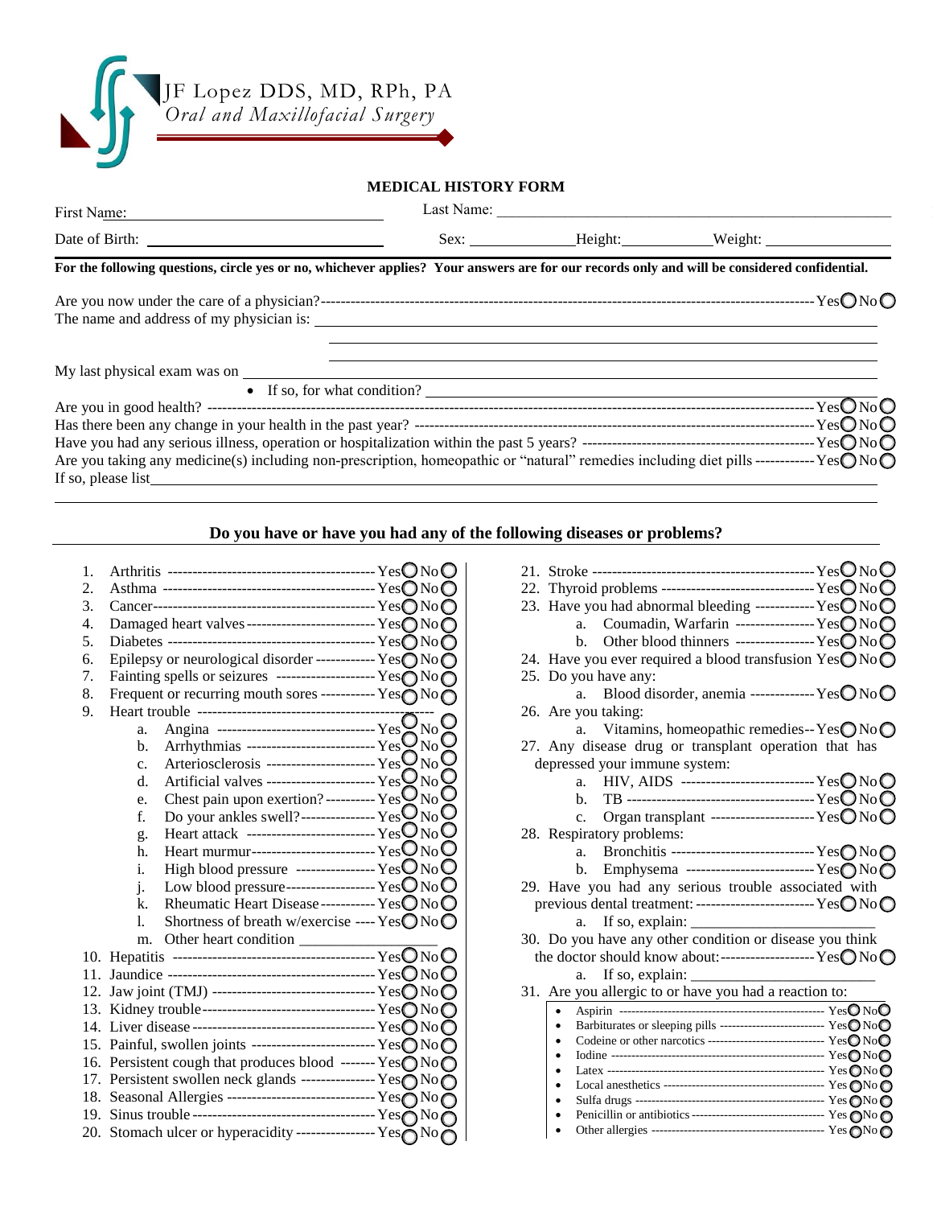JF Lopez DDS, MD, RPh, PA
*Oral and Maxillofacial Surgery*

## MEDICAL HISTORY FORM

First Name: ______________________ Last Name: ______________________

Date of Birth: ______________________ Sex: __________ Height: __________ Weight: __________

**For the following questions, circle yes or no, whichever applies? Your answers are for our records only and will be considered confidential.**

Are you now under the care of a physician? ---------- Yes ○ No ○

The name and address of my physician is: ______________________

My last physical exam was on ______________________

- If so, for what condition? ______________________

Are you in good health? ---------- Yes ○ No ○

Has there been any change in your health in the past year? ---------- Yes ○ No ○

Have you had any serious illness, operation or hospitalization within the past 5 years? ---------- Yes ○ No ○

Are you taking any medicine(s) including non-prescription, homeopathic or "natural" remedies including diet pills ---------- Yes ○ No ○

If so, please list ______________________

### Do you have or have you had any of the following diseases or problems?

1. Arthritis ---------- Yes ○ No ○
2. Asthma ---------- Yes ○ No ○
3. Cancer ---------- Yes ○ No ○
4. Damaged heart valves ---------- Yes ○ No ○
5. Diabetes ---------- Yes ○ No ○
6. Epilepsy or neurological disorder ---------- Yes ○ No ○
7. Fainting spells or seizures ---------- Yes ○ No ○
8. Frequent or recurring mouth sores ---------- Yes ○ No ○
9. Heart trouble ----------
   a. Angina ---------- Yes ○ No ○
   b. Arrhythmias ---------- Yes ○ No ○
   c. Arteriosclerosis ---------- Yes ○ No ○
   d. Artificial valves ---------- Yes ○ No ○
   e. Chest pain upon exertion? ---------- Yes ○ No ○
   f. Do your ankles swell? ---------- Yes ○ No ○
   g. Heart attack ---------- Yes ○ No ○
   h. Heart murmur ---------- Yes ○ No ○
   i. High blood pressure ---------- Yes ○ No ○
   j. Low blood pressure ---------- Yes ○ No ○
   k. Rheumatic Heart Disease ---------- Yes ○ No ○
   l. Shortness of breath w/exercise ---------- Yes ○ No ○
   m. Other heart condition ______________
10. Hepatitis ---------- Yes ○ No ○
11. Jaundice ---------- Yes ○ No ○
12. Jaw joint (TMJ) ---------- Yes ○ No ○
13. Kidney trouble ---------- Yes ○ No ○
14. Liver disease ---------- Yes ○ No ○
15. Painful, swollen joints ---------- Yes ○ No ○
16. Persistent cough that produces blood ---------- Yes ○ No ○
17. Persistent swollen neck glands ---------- Yes ○ No ○
18. Seasonal Allergies ---------- Yes ○ No ○
19. Sinus trouble ---------- Yes ○ No ○
20. Stomach ulcer or hyperacidity ---------- Yes ○ No ○
21. Stroke ---------- Yes ○ No ○
22. Thyroid problems ---------- Yes ○ No ○
23. Have you had abnormal bleeding ---------- Yes ○ No ○
    a. Coumadin, Warfarin ---------- Yes ○ No ○
    b. Other blood thinners ---------- Yes ○ No ○
24. Have you ever required a blood transfusion Yes ○ No ○
25. Do you have any:
    a. Blood disorder, anemia ---------- Yes ○ No ○
26. Are you taking:
    a. Vitamins, homeopathic remedies ---------- Yes ○ No ○
27. Any disease drug or transplant operation that has depressed your immune system:
    a. HIV, AIDS ---------- Yes ○ No ○
    b. TB ---------- Yes ○ No ○
    c. Organ transplant ---------- Yes ○ No ○
28. Respiratory problems:
    a. Bronchitis ---------- Yes ○ No ○
    b. Emphysema ---------- Yes ○ No ○
29. Have you had any serious trouble associated with previous dental treatment: ---------- Yes ○ No ○
    a. If so, explain: ______________
30. Do you have any other condition or disease you think the doctor should know about: ---------- Yes ○ No ○
    a. If so, explain: ______________
31. Are you allergic to or have you had a reaction to:
    - Aspirin ---------- Yes ○ No ○
    - Barbiturates or sleeping pills ---------- Yes ○ No ○
    - Codeine or other narcotics ---------- Yes ○ No ○
    - Iodine ---------- Yes ○ No ○
    - Latex ---------- Yes ○ No ○
    - Local anesthetics ---------- Yes ○ No ○
    - Sulfa drugs ---------- Yes ○ No ○
    - Penicillin or antibiotics ---------- Yes ○ No ○
    - Other allergies ---------- Yes ○ No ○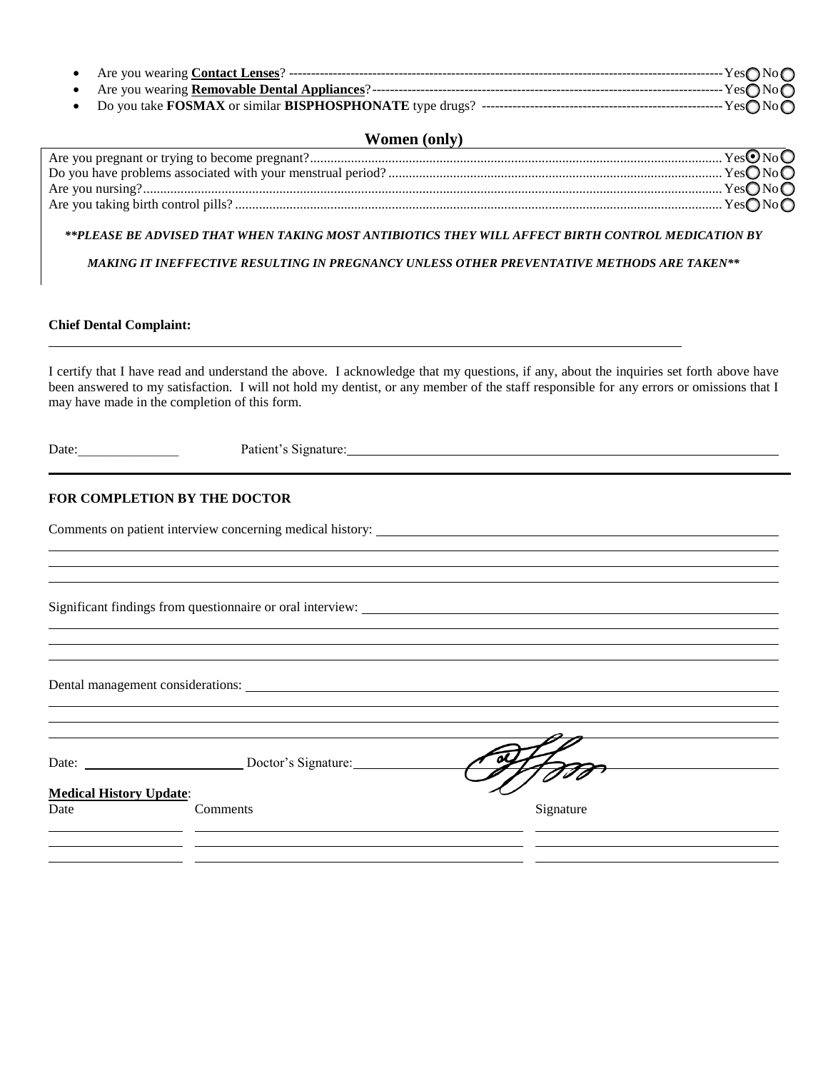- Are you wearing **Contact Lenses**? ------------------------------------------------------------------------------------------------ Yes ○ No ○
- Are you wearing **Removable Dental Appliances**? --------------------------------------------------------------------------------- Yes ○ No ○
- Do you take **FOSMAX** or similar **BISPHOSPHONATE** type drugs? ---------------------------------------------------------- Yes ○ No ○

## Women (only)

Are you pregnant or trying to become pregnant?........................................................................................................ Yes ◉ No ○
Do you have problems associated with your menstrual period? ................................................................................. Yes ○ No ○
Are you nursing?........................................................................................................................................................ Yes ○ No ○
Are you taking birth control pills? .............................................................................................................................. Yes ○ No ○

***\*\*PLEASE BE ADVISED THAT WHEN TAKING MOST ANTIBIOTICS THEY WILL AFFECT BIRTH CONTROL MEDICATION BY MAKING IT INEFFECTIVE RESULTING IN PREGNANCY UNLESS OTHER PREVENTATIVE METHODS ARE TAKEN\*\****

**Chief Dental Complaint:**

______________________________________________________________________________

I certify that I have read and understand the above. I acknowledge that my questions, if any, about the inquiries set forth above have been answered to my satisfaction. I will not hold my dentist, or any member of the staff responsible for any errors or omissions that I may have made in the completion of this form.

Date: _______________ Patient's Signature: ______________________________________________

---

**FOR COMPLETION BY THE DOCTOR**

Comments on patient interview concerning medical history: ______________________________________________

______________________________________________________________________________

______________________________________________________________________________

______________________________________________________________________________

Significant findings from questionnaire or oral interview: ______________________________________________

______________________________________________________________________________

______________________________________________________________________________

______________________________________________________________________________

Dental management considerations: ______________________________________________

______________________________________________________________________________

______________________________________________________________________________

______________________________________________________________________________

Date: ______________________ Doctor's Signature: ______________________________________________

**Medical History Update**:

| Date | Comments | Signature |
|---|---|---|
| | | |
| | | |
| | | |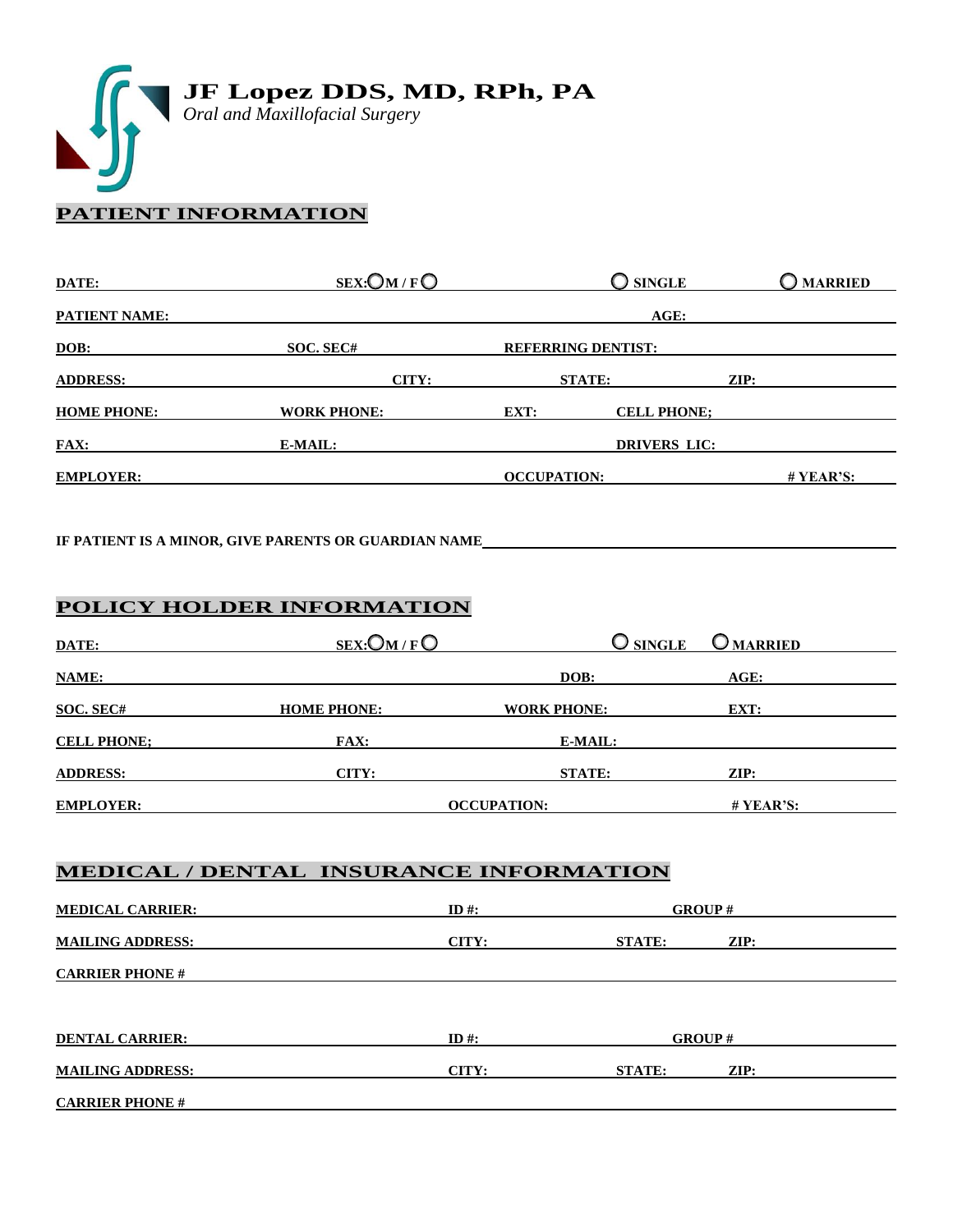# JF Lopez DDS, MD, RPh, PA

*Oral and Maxillofacial Surgery*

## PATIENT INFORMATION

**DATE:** ______ **SEX:** ○ M / F ○ ______ ○ **SINGLE** ○ **MARRIED**

**PATIENT NAME:** ______ **AGE:** ______

**DOB:** ______ **SOC. SEC#** ______ **REFERRING DENTIST:** ______

**ADDRESS:** ______ **CITY:** ______ **STATE:** ______ **ZIP:** ______

**HOME PHONE:** ______ **WORK PHONE:** ______ **EXT:** ______ **CELL PHONE;** ______

**FAX:** ______ **E-MAIL:** ______ **DRIVERS LIC:** ______

**EMPLOYER:** ______ **OCCUPATION:** ______ **# YEAR'S:** ______

**IF PATIENT IS A MINOR, GIVE PARENTS OR GUARDIAN NAME** ______

## POLICY HOLDER INFORMATION

**DATE:** ______ **SEX:** ○ M / F ○ ______ ○ **SINGLE** ○ **MARRIED**

**NAME:** ______ **DOB:** ______ **AGE:** ______

**SOC. SEC#** ______ **HOME PHONE:** ______ **WORK PHONE:** ______ **EXT:** ______

**CELL PHONE;** ______ **FAX:** ______ **E-MAIL:** ______

**ADDRESS:** ______ **CITY:** ______ **STATE:** ______ **ZIP:** ______

**EMPLOYER:** ______ **OCCUPATION:** ______ **# YEAR'S:** ______

## MEDICAL / DENTAL INSURANCE INFORMATION

**MEDICAL CARRIER:** ______ **ID #:** ______ **GROUP #** ______

**MAILING ADDRESS:** ______ **CITY:** ______ **STATE:** ______ **ZIP:** ______

**CARRIER PHONE #** ______

**DENTAL CARRIER:** ______ **ID #:** ______ **GROUP #** ______

**MAILING ADDRESS:** ______ **CITY:** ______ **STATE:** ______ **ZIP:** ______

**CARRIER PHONE #** ______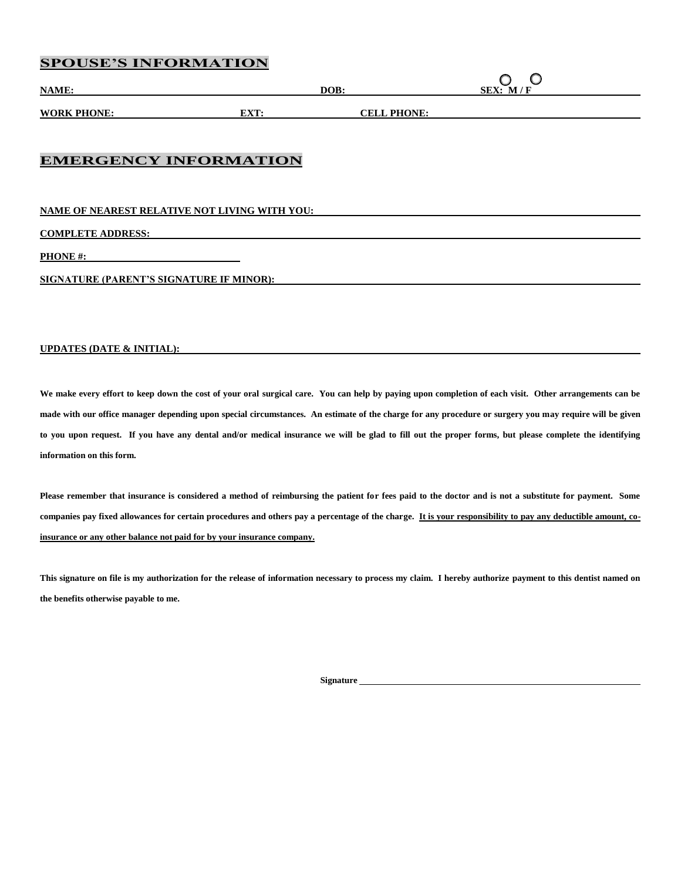## SPOUSE'S INFORMATION

**NAME:** ______________________ **DOB:** ______________ **SEX: M / F** ○ ○

**WORK PHONE:** ______________ **EXT:** ________ **CELL PHONE:** ______________________

## EMERGENCY INFORMATION

**NAME OF NEAREST RELATIVE NOT LIVING WITH YOU:** ______________________________________

**COMPLETE ADDRESS:** ______________________________________________________________

**PHONE #:** ____________________

**SIGNATURE (PARENT'S SIGNATURE IF MINOR):** _________________________________________

**UPDATES (DATE & INITIAL):** _________________________________________________________

**We make every effort to keep down the cost of your oral surgical care. You can help by paying upon completion of each visit. Other arrangements can be made with our office manager depending upon special circumstances. An estimate of the charge for any procedure or surgery you may require will be given to you upon request. If you have any dental and/or medical insurance we will be glad to fill out the proper forms, but please complete the identifying information on this form.**

**Please remember that insurance is considered a method of reimbursing the patient for fees paid to the doctor and is not a substitute for payment. Some companies pay fixed allowances for certain procedures and others pay a percentage of the charge. <u>It is your responsibility to pay any deductible amount, co-insurance or any other balance not paid for by your insurance company.</u>**

**This signature on file is my authorization for the release of information necessary to process my claim. I hereby authorize payment to this dentist named on the benefits otherwise payable to me.**

**Signature** ______________________________________________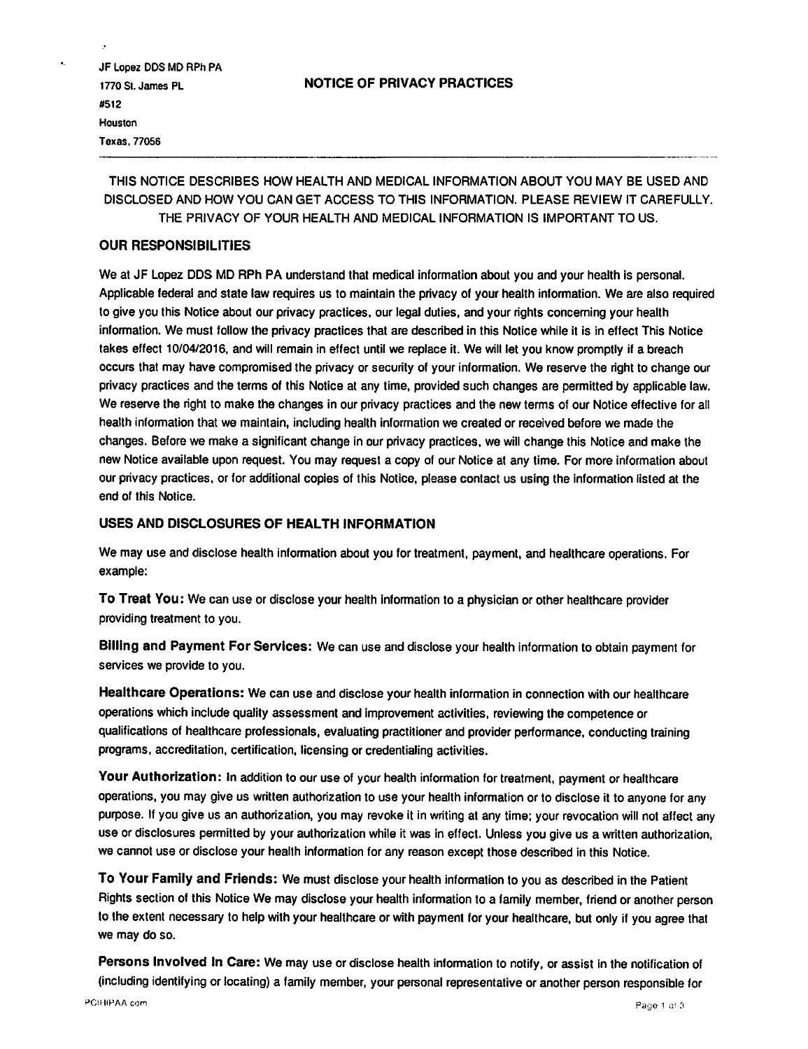JF Lopez DDS MD RPh PA
1770 St. James PL
#512
Houston
Texas, 77056

# NOTICE OF PRIVACY PRACTICES

---

THIS NOTICE DESCRIBES HOW HEALTH AND MEDICAL INFORMATION ABOUT YOU MAY BE USED AND DISCLOSED AND HOW YOU CAN GET ACCESS TO THIS INFORMATION. PLEASE REVIEW IT CAREFULLY. THE PRIVACY OF YOUR HEALTH AND MEDICAL INFORMATION IS IMPORTANT TO US.

## OUR RESPONSIBILITIES

We at JF Lopez DDS MD RPh PA understand that medical information about you and your health is personal. Applicable federal and state law requires us to maintain the privacy of your health information. We are also required to give you this Notice about our privacy practices, our legal duties, and your rights concerning your health information. We must follow the privacy practices that are described in this Notice while it is in effect This Notice takes effect 10/04/2016, and will remain in effect until we replace it. We will let you know promptly if a breach occurs that may have compromised the privacy or security of your information. We reserve the right to change our privacy practices and the terms of this Notice at any time, provided such changes are permitted by applicable law. We reserve the right to make the changes in our privacy practices and the new terms of our Notice effective for all health information that we maintain, including health information we created or received before we made the changes. Before we make a significant change in our privacy practices, we will change this Notice and make the new Notice available upon request. You may request a copy of our Notice at any time. For more information about our privacy practices, or for additional copies of this Notice, please contact us using the information listed at the end of this Notice.

## USES AND DISCLOSURES OF HEALTH INFORMATION

We may use and disclose health information about you for treatment, payment, and healthcare operations. For example:

**To Treat You:** We can use or disclose your health information to a physician or other healthcare provider providing treatment to you.

**Billing and Payment For Services:** We can use and disclose your health information to obtain payment for services we provide to you.

**Healthcare Operations:** We can use and disclose your health information in connection with our healthcare operations which include quality assessment and improvement activities, reviewing the competence or qualifications of healthcare professionals, evaluating practitioner and provider performance, conducting training programs, accreditation, certification, licensing or credentialing activities.

**Your Authorization:** In addition to our use of your health information for treatment, payment or healthcare operations, you may give us written authorization to use your health information or to disclose it to anyone for any purpose. If you give us an authorization, you may revoke it in writing at any time; your revocation will not affect any use or disclosures permitted by your authorization while it was in effect. Unless you give us a written authorization, we cannot use or disclose your health information for any reason except those described in this Notice.

**To Your Family and Friends:** We must disclose your health information to you as described in the Patient Rights section of this Notice We may disclose your health information to a family member, friend or another person to the extent necessary to help with your healthcare or with payment for your healthcare, but only if you agree that we may do so.

**Persons Involved In Care:** We may use or disclose health information to notify, or assist in the notification of (including identifying or locating) a family member, your personal representative or another person responsible for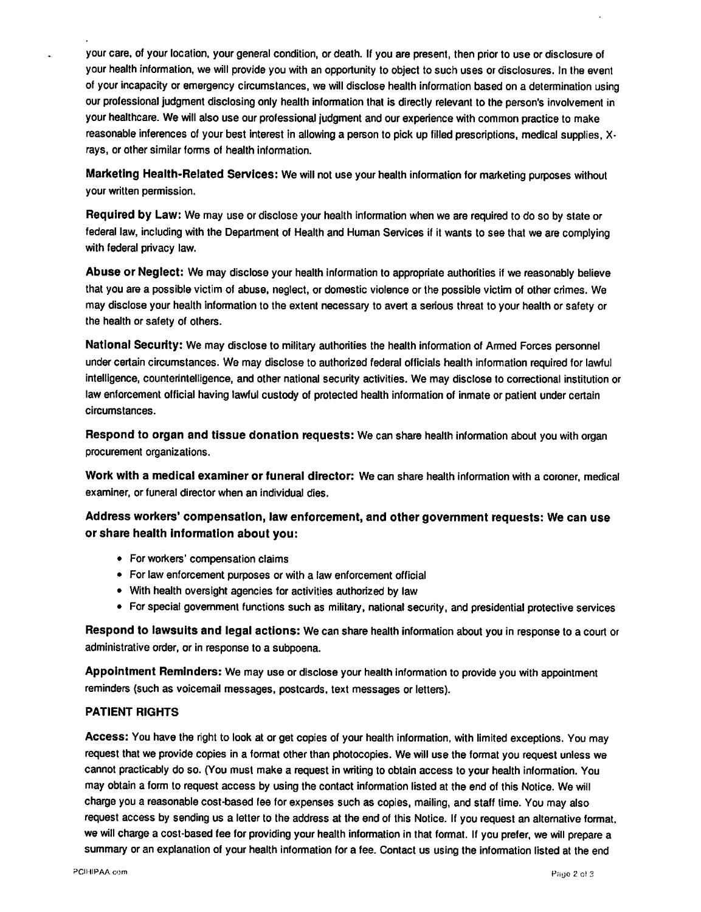your care, of your location, your general condition, or death. If you are present, then prior to use or disclosure of your health information, we will provide you with an opportunity to object to such uses or disclosures. In the event of your incapacity or emergency circumstances, we will disclose health information based on a determination using our professional judgment disclosing only health information that is directly relevant to the person's involvement in your healthcare. We will also use our professional judgment and our experience with common practice to make reasonable inferences of your best interest in allowing a person to pick up filled prescriptions, medical supplies, X-rays, or other similar forms of health information.

**Marketing Health-Related Services:** We will not use your health information for marketing purposes without your written permission.

**Required by Law:** We may use or disclose your health information when we are required to do so by state or federal law, including with the Department of Health and Human Services if it wants to see that we are complying with federal privacy law.

**Abuse or Neglect:** We may disclose your health information to appropriate authorities if we reasonably believe that you are a possible victim of abuse, neglect, or domestic violence or the possible victim of other crimes. We may disclose your health information to the extent necessary to avert a serious threat to your health or safety or the health or safety of others.

**National Security:** We may disclose to military authorities the health information of Armed Forces personnel under certain circumstances. We may disclose to authorized federal officials health information required for lawful intelligence, counterintelligence, and other national security activities. We may disclose to correctional institution or law enforcement official having lawful custody of protected health information of inmate or patient under certain circumstances.

**Respond to organ and tissue donation requests:** We can share health information about you with organ procurement organizations.

**Work with a medical examiner or funeral director:** We can share health information with a coroner, medical examiner, or funeral director when an individual dies.

**Address workers' compensation, law enforcement, and other government requests: We can use or share health information about you:**

- For workers' compensation claims
- For law enforcement purposes or with a law enforcement official
- With health oversight agencies for activities authorized by law
- For special government functions such as military, national security, and presidential protective services

**Respond to lawsuits and legal actions:** We can share health information about you in response to a court or administrative order, or in response to a subpoena.

**Appointment Reminders:** We may use or disclose your health information to provide you with appointment reminders (such as voicemail messages, postcards, text messages or letters).

**PATIENT RIGHTS**

**Access:** You have the right to look at or get copies of your health information, with limited exceptions. You may request that we provide copies in a format other than photocopies. We will use the format you request unless we cannot practicably do so. (You must make a request in writing to obtain access to your health information. You may obtain a form to request access by using the contact information listed at the end of this Notice. We will charge you a reasonable cost-based fee for expenses such as copies, mailing, and staff time. You may also request access by sending us a letter to the address at the end of this Notice. If you request an alternative format, we will charge a cost-based fee for providing your health information in that format. If you prefer, we will prepare a summary or an explanation of your health information for a fee. Contact us using the information listed at the end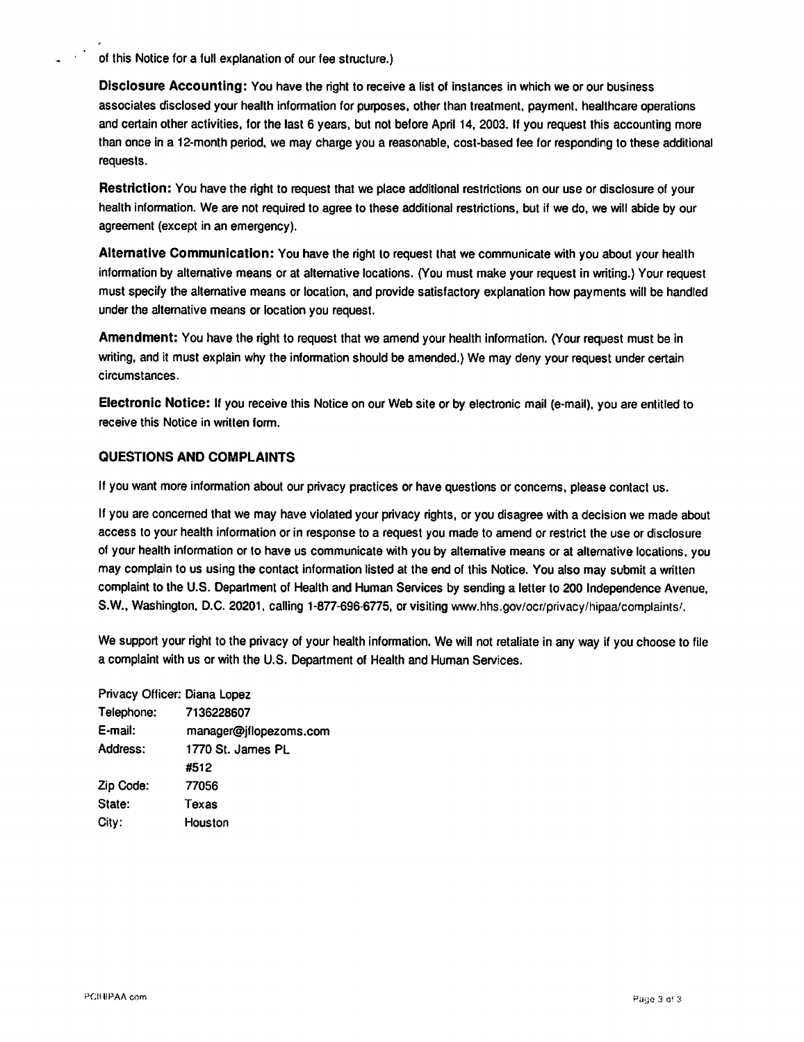of this Notice for a full explanation of our fee structure.)

**Disclosure Accounting:** You have the right to receive a list of instances in which we or our business associates disclosed your health information for purposes, other than treatment, payment, healthcare operations and certain other activities, for the last 6 years, but not before April 14, 2003. If you request this accounting more than once in a 12-month period, we may charge you a reasonable, cost-based fee for responding to these additional requests.

**Restriction:** You have the right to request that we place additional restrictions on our use or disclosure of your health information. We are not required to agree to these additional restrictions, but if we do, we will abide by our agreement (except in an emergency).

**Alternative Communication:** You have the right to request that we communicate with you about your health information by alternative means or at alternative locations. (You must make your request in writing.) Your request must specify the alternative means or location, and provide satisfactory explanation how payments will be handled under the alternative means or location you request.

**Amendment:** You have the right to request that we amend your health information. (Your request must be in writing, and it must explain why the information should be amended.) We may deny your request under certain circumstances.

**Electronic Notice:** If you receive this Notice on our Web site or by electronic mail (e-mail), you are entitled to receive this Notice in written form.

## QUESTIONS AND COMPLAINTS

If you want more information about our privacy practices or have questions or concerns, please contact us.

If you are concerned that we may have violated your privacy rights, or you disagree with a decision we made about access to your health information or in response to a request you made to amend or restrict the use or disclosure of your health information or to have us communicate with you by alternative means or at alternative locations, you may complain to us using the contact information listed at the end of this Notice. You also may submit a written complaint to the U.S. Department of Health and Human Services by sending a letter to 200 Independence Avenue, S.W., Washington, D.C. 20201, calling 1-877-696-6775, or visiting www.hhs.gov/ocr/privacy/hipaa/complaints/.

We support your right to the privacy of your health information. We will not retaliate in any way if you choose to file a complaint with us or with the U.S. Department of Health and Human Services.

| | |
|---|---|
| Privacy Officer: | Diana Lopez |
| Telephone: | 7136228607 |
| E-mail: | manager@jflopezoms.com |
| Address: | 1770 St. James PL #512 |
| Zip Code: | 77056 |
| State: | Texas |
| City: | Houston |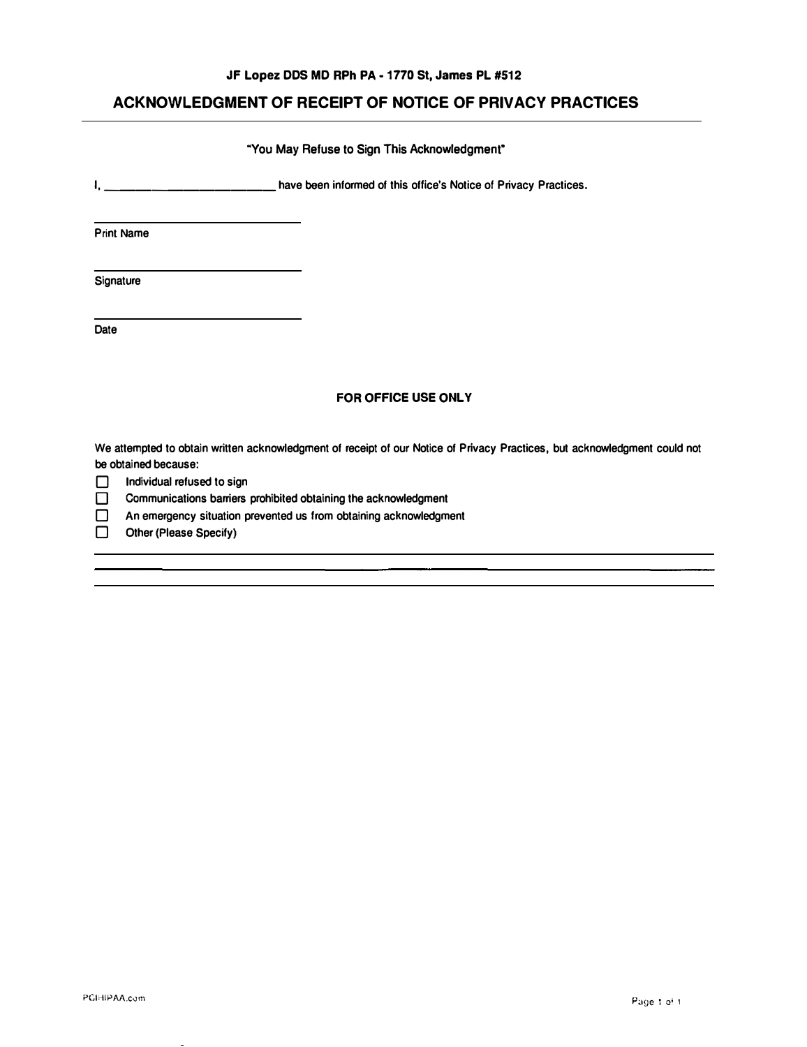**JF Lopez DDS MD RPh PA - 1770 St, James PL #512**

## ACKNOWLEDGMENT OF RECEIPT OF NOTICE OF PRIVACY PRACTICES

"You May Refuse to Sign This Acknowledgment"

I, ___________________________ have been informed of this office's Notice of Privacy Practices.

___________________________

Print Name

___________________________

Signature

___________________________

Date

**FOR OFFICE USE ONLY**

We attempted to obtain written acknowledgment of receipt of our Notice of Privacy Practices, but acknowledgment could not be obtained because:

- ☐ Individual refused to sign
- ☐ Communications barriers prohibited obtaining the acknowledgment
- ☐ An emergency situation prevented us from obtaining acknowledgment
- ☐ Other (Please Specify)

______________________________________________________________________

______________________________________________________________________

______________________________________________________________________

PCIHIPAA.com